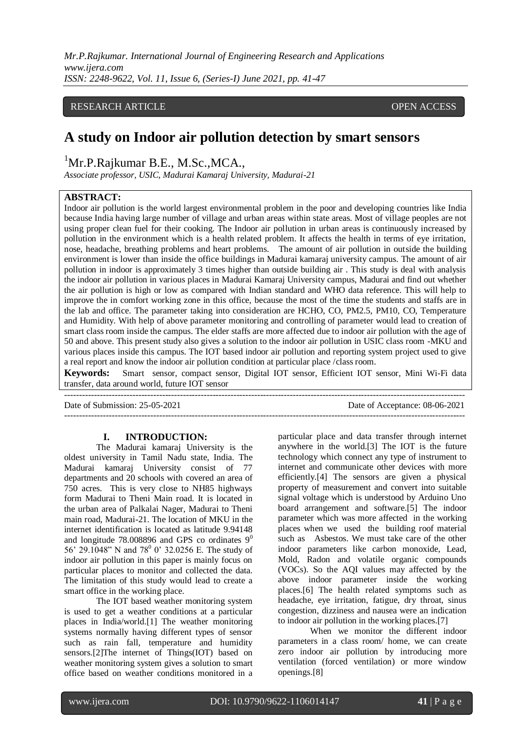RESEARCH ARTICLE OPEN ACCESS

# A study on Indoor air pollution detection by smart sensors

[1]Mr.P.Rajkumar B.E., M.Sc.,MCA.,

*Associate professor, USIC, Madurai Kamaraj University, Madurai-21*

**ABSTRACT:**

Indoor air pollution is the world largest environmental problem in the poor and developing countries like India because India having large number of village and urban areas within state areas. Most of village peoples are not using proper clean fuel for their cooking. The Indoor air pollution in urban areas is continuously increased by pollution in the environment which is a health related problem. It affects the health in terms of eye irritation, nose, headache, breathing problems and heart problems. The amount of air pollution in outside the building environment is lower than inside the office buildings in Madurai kamaraj university campus. The amount of air pollution in indoor is approximately 3 times higher than outside building air . This study is deal with analysis the indoor air pollution in various places in Madurai Kamaraj University campus, Madurai and find out whether the air pollution is high or low as compared with Indian standard and WHO data reference. This will help to improve the in comfort working zone in this office, because the most of the time the students and staffs are in the lab and office. The parameter taking into consideration are HCHO, CO, PM2.5, PM10, CO, Temperature and Humidity. With help of above parameter monitoring and controlling of parameter would lead to creation of smart class room inside the campus. The elder staffs are more affected due to indoor air pollution with the age of 50 and above. This present study also gives a solution to the indoor air pollution in USIC class room -MKU and various places inside this campus. The IOT based indoor air pollution and reporting system project used to give a real report and know the indoor air pollution condition at particular place /class room.

**Keywords:** Smart sensor, compact sensor, Digital IOT sensor, Efficient IOT sensor, Mini Wi-Fi data transfer, data around world, future IOT sensor

---

Date of Submission: 25-05-2021 Date of Acceptance: 08-06-2021

---

## I. INTRODUCTION:

The Madurai kamaraj University is the oldest university in Tamil Nadu state, India. The Madurai kamaraj University consist of 77 departments and 20 schools with covered an area of 750 acres. This is very close to NH85 highways form Madurai to Theni Main road. It is located in the urban area of Palkalai Nager, Madurai to Theni main road, Madurai-21. The location of MKU in the internet identification is located as latitude 9.94148 and longitude 78.008896 and GPS co ordinates $9^0$ 56' 29.1048" N and $78^0$ 0' 32.0256 E. The study of indoor air pollution in this paper is mainly focus on particular places to monitor and collected the data. The limitation of this study would lead to create a smart office in the working place.

The IOT based weather monitoring system is used to get a weather conditions at a particular places in India/world.[1] The weather monitoring systems normally having different types of sensor such as rain fall, temperature and humidity sensors.[2]The internet of Things(IOT) based on weather monitoring system gives a solution to smart office based on weather conditions monitored in a particular place and data transfer through internet anywhere in the world.[3] The IOT is the future technology which connect any type of instrument to internet and communicate other devices with more efficiently.[4] The sensors are given a physical property of measurement and convert into suitable signal voltage which is understood by Arduino Uno board arrangement and software.[5] The indoor parameter which was more affected in the working places when we used the building roof material such as Asbestos. We must take care of the other indoor parameters like carbon monoxide, Lead, Mold, Radon and volatile organic compounds (VOCs). So the AQI values may affected by the above indoor parameter inside the working places.[6] The health related symptoms such as headache, eye irritation, fatigue, dry throat, sinus congestion, dizziness and nausea were an indication to indoor air pollution in the working places.[7]

When we monitor the different indoor parameters in a class room/ home, we can create zero indoor air pollution by introducing more ventilation (forced ventilation) or more window openings.[8]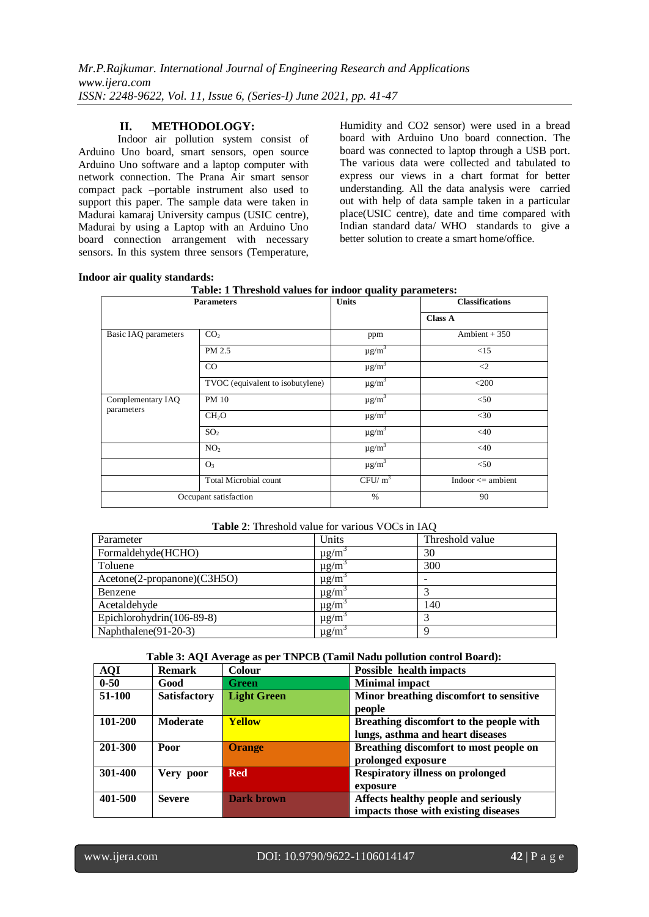## II. METHODOLOGY:

Indoor air pollution system consist of Arduino Uno board, smart sensors, open source Arduino Uno software and a laptop computer with network connection. The Prana Air smart sensor compact pack –portable instrument also used to support this paper. The sample data were taken in Madurai kamaraj University campus (USIC centre), Madurai by using a Laptop with an Arduino Uno board connection arrangement with necessary sensors. In this system three sensors (Temperature, Humidity and CO2 sensor) were used in a bread board with Arduino Uno board connection. The board was connected to laptop through a USB port. The various data were collected and tabulated to express our views in a chart format for better understanding. All the data analysis were carried out with help of data sample taken in a particular place(USIC centre), date and time compared with Indian standard data/ WHO standards to give a better solution to create a smart home/office.

**Indoor air quality standards:**

**Table: 1 Threshold values for indoor quality parameters:**

| Parameters | | Units | Classifications |
|---|---|---|---|
| | | | **Class A** |
| Basic IAQ parameters | $CO_2$ | ppm | Ambient + 350 |
| | PM 2.5 | $\mu g/m^3$ | <15 |
| | CO | $\mu g/m^3$ | <2 |
| | TVOC (equivalent to isobutylene) | $\mu g/m^3$ | <200 |
| Complementary IAQ parameters | PM 10 | $\mu g/m^3$ | <50 |
| | $CH_2O$ | $\mu g/m^3$ | <30 |
| | $SO_2$ | $\mu g/m^3$ | <40 |
| | $NO_2$ | $\mu g/m^3$ | <40 |
| | $O_3$ | $\mu g/m^3$ | <50 |
| | Total Microbial count | $CFU/m^3$ | Indoor <= ambient |
| Occupant satisfaction | | % | 90 |

**Table 2**: Threshold value for various VOCs in IAQ

| Parameter | Units | Threshold value |
|---|---|---|
| Formaldehyde(HCHO) | $\mu g/m^3$ | 30 |
| Toluene | $\mu g/m^3$ | 300 |
| Acetone(2-propanone)(C3H5O) | $\mu g/m^3$ | - |
| Benzene | $\mu g/m^3$ | 3 |
| Acetaldehyde | $\mu g/m^3$ | 140 |
| Epichlorohydrin(106-89-8) | $\mu g/m^3$ | 3 |
| Naphthalene(91-20-3) | $\mu g/m^3$ | 9 |

**Table 3: AQI Average as per TNPCB (Tamil Nadu pollution control Board):**

| AQI | Remark | Colour | Possible health impacts |
|---|---|---|---|
| **0-50** | **Good** | **Green** | **Minimal impact** |
| **51-100** | **Satisfactory** | **Light Green** | **Minor breathing discomfort to sensitive people** |
| **101-200** | **Moderate** | **Yellow** | **Breathing discomfort to the people with lungs, asthma and heart diseases** |
| **201-300** | **Poor** | **Orange** | **Breathing discomfort to most people on prolonged exposure** |
| **301-400** | **Very poor** | **Red** | **Respiratory illness on prolonged exposure** |
| **401-500** | **Severe** | **Dark brown** | **Affects healthy people and seriously impacts those with existing diseases** |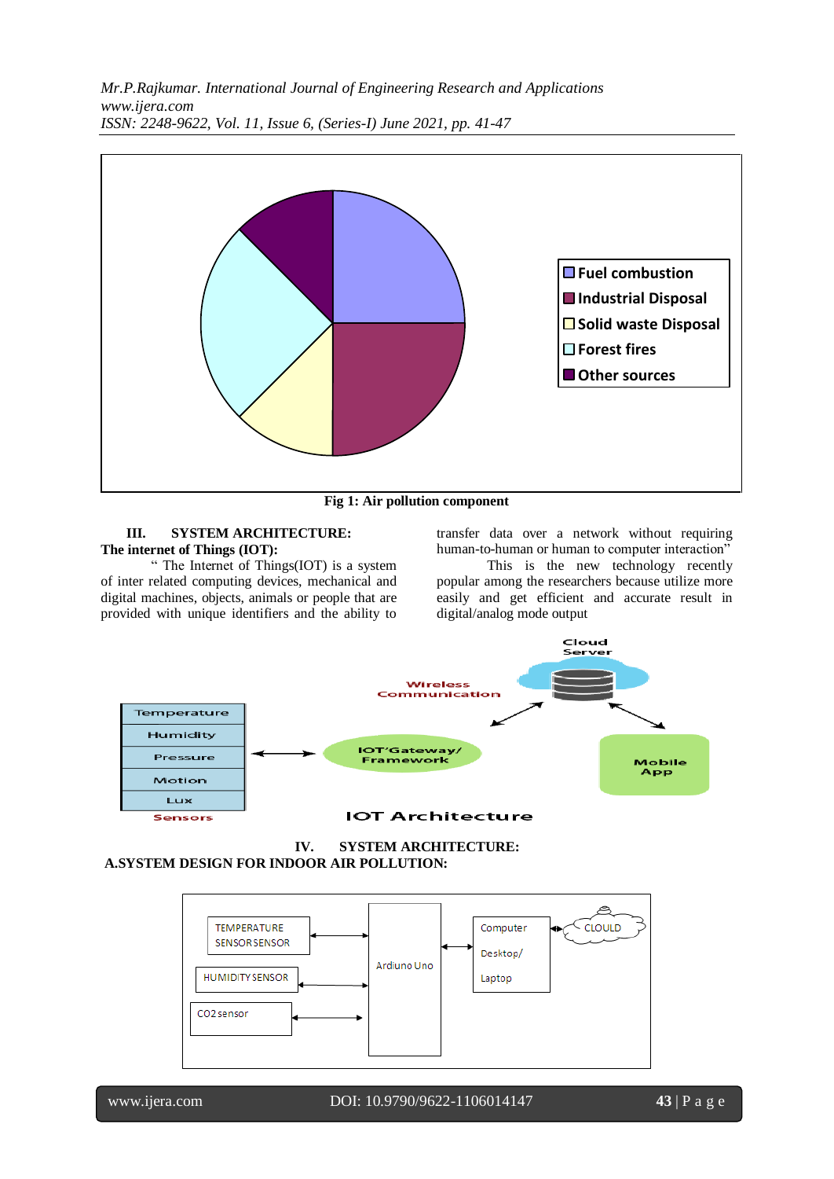Fig 1: Air pollution component

### III. SYSTEM ARCHITECTURE:

**The internet of Things (IOT):**

" The Internet of Things(IOT) is a system of inter related computing devices, mechanical and digital machines, objects, animals or people that are provided with unique identifiers and the ability to transfer data over a network without requiring human-to-human or human to computer interaction"

This is the new technology recently popular among the researchers because utilize more easily and get efficient and accurate result in digital/analog mode output

IOT Architecture

### IV. SYSTEM ARCHITECTURE:

**A.SYSTEM DESIGN FOR INDOOR AIR POLLUTION:**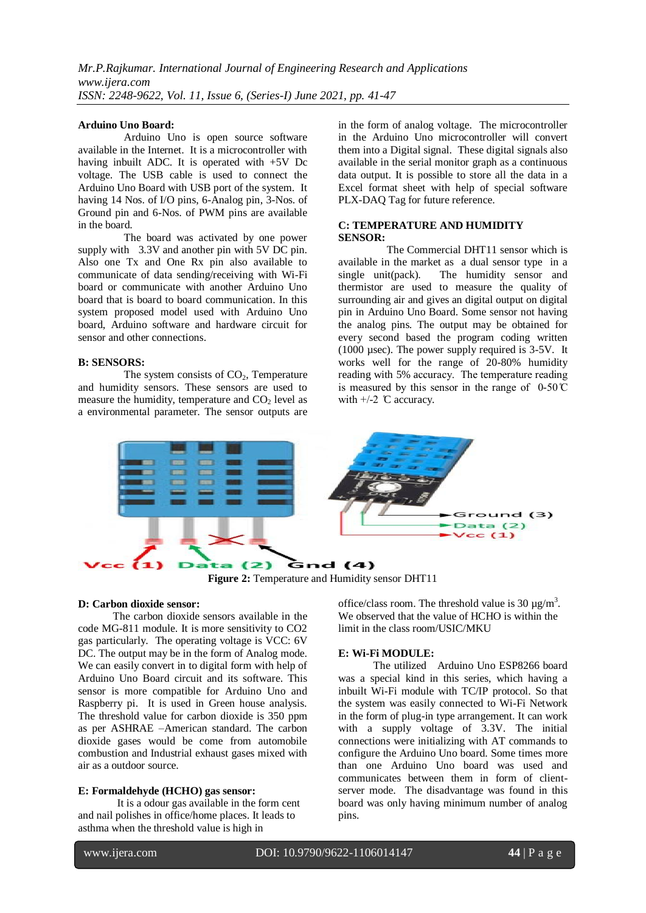**Arduino Uno Board:**

Arduino Uno is open source software available in the Internet. It is a microcontroller with having inbuilt ADC. It is operated with +5V Dc voltage. The USB cable is used to connect the Arduino Uno Board with USB port of the system. It having 14 Nos. of I/O pins, 6-Analog pin, 3-Nos. of Ground pin and 6-Nos. of PWM pins are available in the board.

The board was activated by one power supply with 3.3V and another pin with 5V DC pin. Also one Tx and One Rx pin also available to communicate of data sending/receiving with Wi-Fi board or communicate with another Arduino Uno board that is board to board communication. In this system proposed model used with Arduino Uno board, Arduino software and hardware circuit for sensor and other connections.

**B: SENSORS:**

The system consists of $CO_2$, Temperature and humidity sensors. These sensors are used to measure the humidity, temperature and $CO_2$ level as a environmental parameter. The sensor outputs are in the form of analog voltage. The microcontroller in the Arduino Uno microcontroller will convert them into a Digital signal. These digital signals also available in the serial monitor graph as a continuous data output. It is possible to store all the data in a Excel format sheet with help of special software PLX-DAQ Tag for future reference.

**C: TEMPERATURE AND HUMIDITY SENSOR:**

The Commercial DHT11 sensor which is available in the market as a dual sensor type in a single unit(pack). The humidity sensor and thermistor are used to measure the quality of surrounding air and gives an digital output on digital pin in Arduino Uno Board. Some sensor not having the analog pins. The output may be obtained for every second based the program coding written (1000 µsec). The power supply required is 3-5V. It works well for the range of 20-80% humidity reading with 5% accuracy. The temperature reading is measured by this sensor in the range of 0-50℃ with +/-2 ℃ accuracy.

**Figure 2:** Temperature and Humidity sensor DHT11

**D: Carbon dioxide sensor:**

The carbon dioxide sensors available in the code MG-811 module. It is more sensitivity to CO2 gas particularly. The operating voltage is VCC: 6V DC. The output may be in the form of Analog mode. We can easily convert in to digital form with help of Arduino Uno Board circuit and its software. This sensor is more compatible for Arduino Uno and Raspberry pi. It is used in Green house analysis. The threshold value for carbon dioxide is 350 ppm as per ASHRAE –American standard. The carbon dioxide gases would be come from automobile combustion and Industrial exhaust gases mixed with air as a outdoor source.

**E: Formaldehyde (HCHO) gas sensor:**

It is a odour gas available in the form cent and nail polishes in office/home places. It leads to asthma when the threshold value is high in office/class room. The threshold value is 30 µg/m$^3$. We observed that the value of HCHO is within the limit in the class room/USIC/MKU

**E: Wi-Fi MODULE:**

The utilized Arduino Uno ESP8266 board was a special kind in this series, which having a inbuilt Wi-Fi module with TC/IP protocol. So that the system was easily connected to Wi-Fi Network in the form of plug-in type arrangement. It can work with a supply voltage of 3.3V. The initial connections were initializing with AT commands to configure the Arduino Uno board. Some times more than one Arduino Uno board was used and communicates between them in form of client-server mode. The disadvantage was found in this board was only having minimum number of analog pins.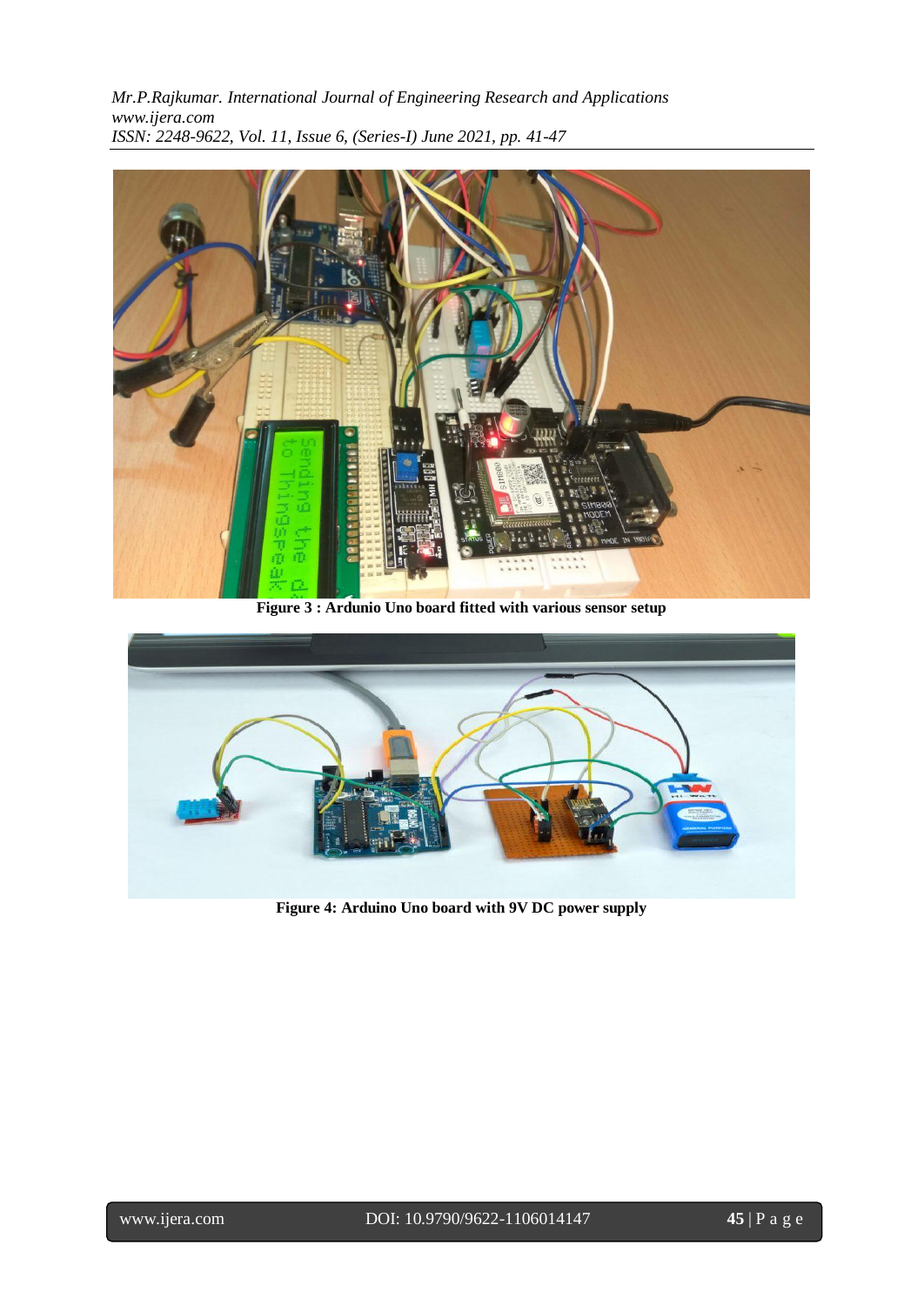**Figure 3 : Ardunio Uno board fitted with various sensor setup**

**Figure 4: Arduino Uno board with 9V DC power supply**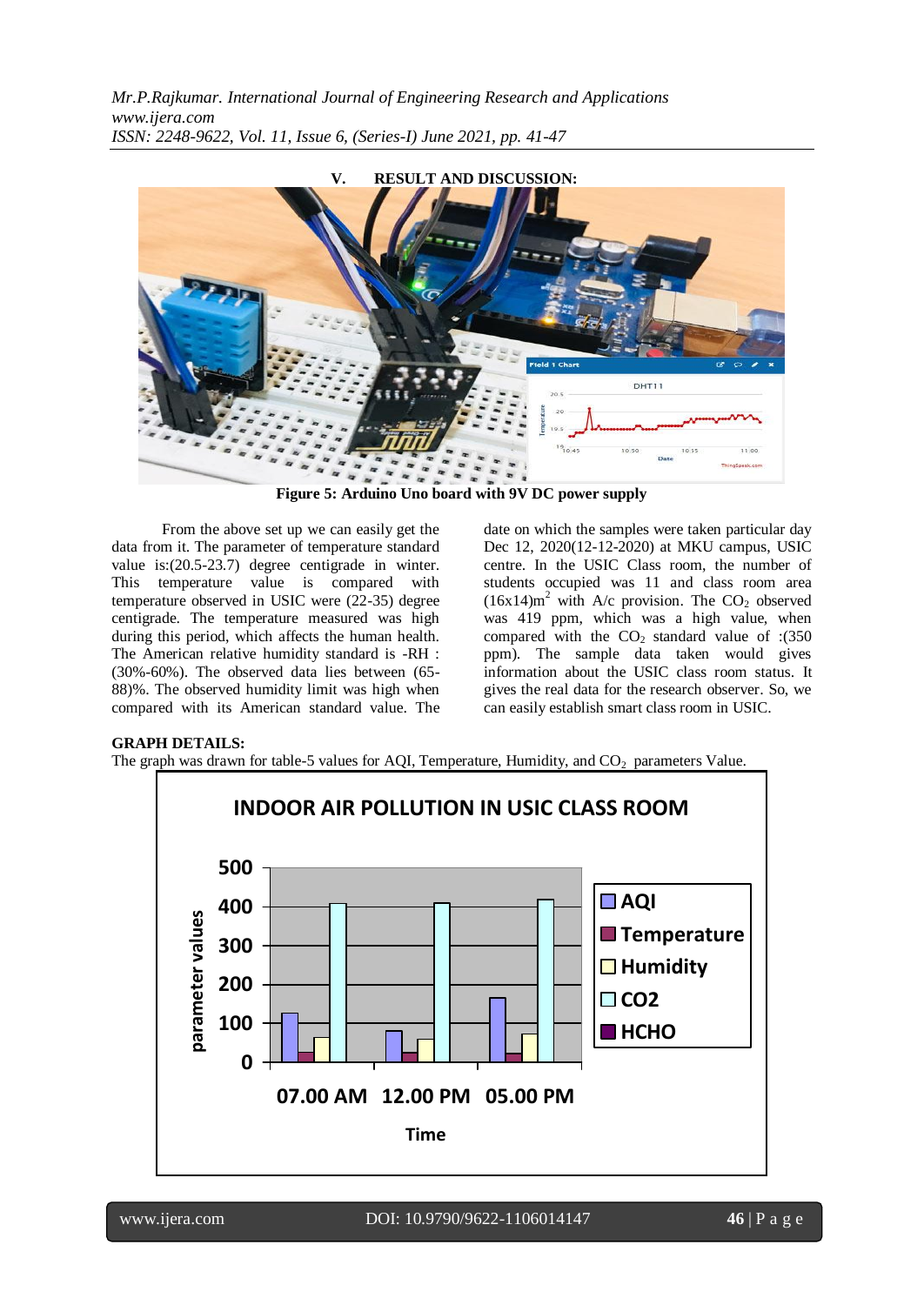## V. RESULT AND DISCUSSION:

**Figure 5: Arduino Uno board with 9V DC power supply**

From the above set up we can easily get the data from it. The parameter of temperature standard value is:(20.5-23.7) degree centigrade in winter. This temperature value is compared with temperature observed in USIC were (22-35) degree centigrade. The temperature measured was high during this period, which affects the human health. The American relative humidity standard is -RH : (30%-60%). The observed data lies between (65-88)%. The observed humidity limit was high when compared with its American standard value. The date on which the samples were taken particular day Dec 12, 2020(12-12-2020) at MKU campus, USIC centre. In the USIC Class room, the number of students occupied was 11 and class room area (16x14)$m^2$ with A/c provision. The $CO_2$ observed was 419 ppm, which was a high value, when compared with the $CO_2$ standard value of :(350 ppm). The sample data taken would gives information about the USIC class room status. It gives the real data for the research observer. So, we can easily establish smart class room in USIC.

**GRAPH DETAILS:**

The graph was drawn for table-5 values for AQI, Temperature, Humidity, and $CO_2$ parameters Value.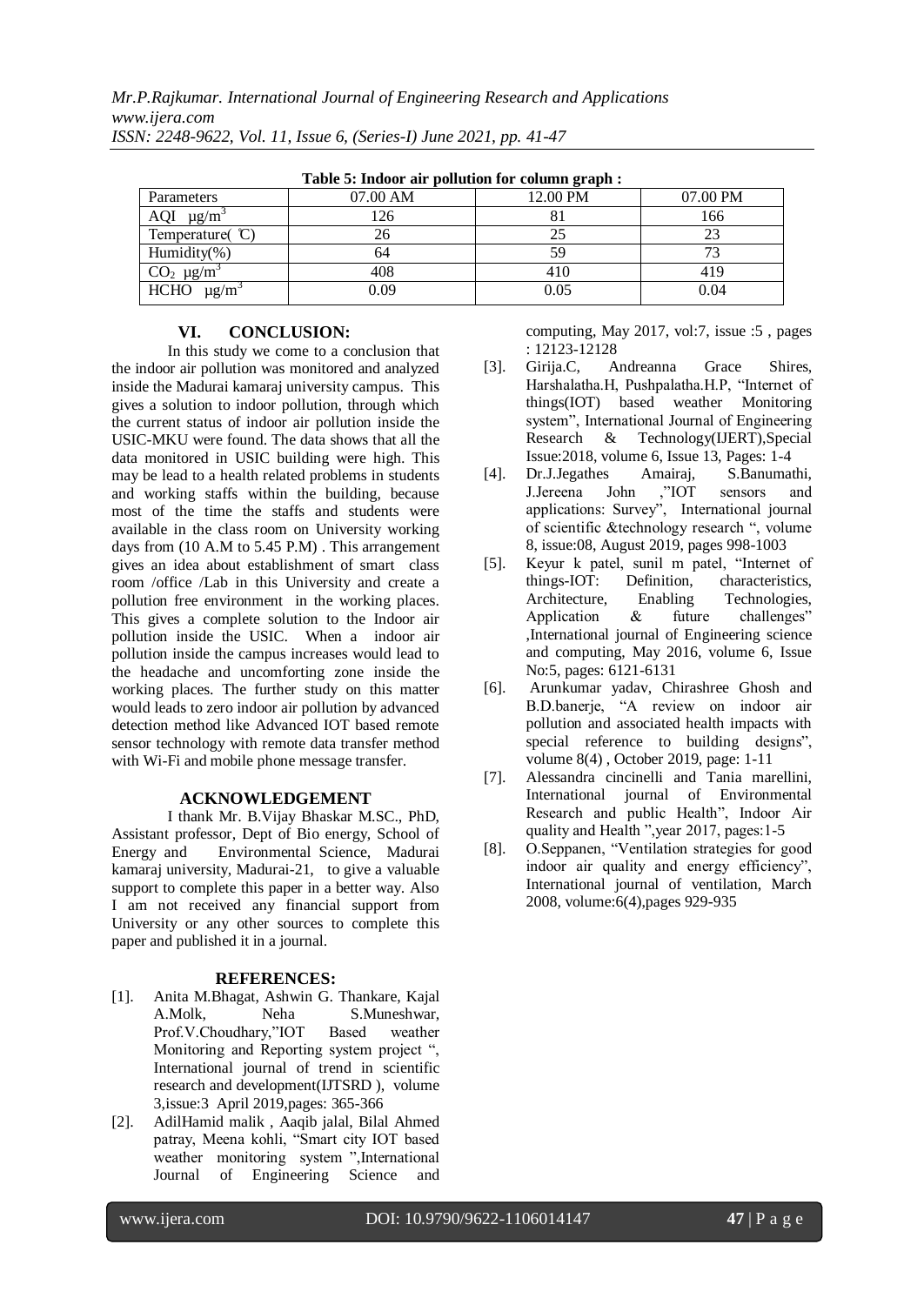**Table 5: Indoor air pollution for column graph :**

| Parameters | 07.00 AM | 12.00 PM | 07.00 PM |
|---|---|---|---|
| AQI $\mu g/m^3$ | 126 | 81 | 166 |
| Temperature(℃) | 26 | 25 | 23 |
| Humidity(%) | 64 | 59 | 73 |
| $CO_2$ $\mu g/m^3$ | 408 | 410 | 419 |
| HCHO $\mu g/m^3$ | 0.09 | 0.05 | 0.04 |

## VI. CONCLUSION:

In this study we come to a conclusion that the indoor air pollution was monitored and analyzed inside the Madurai kamaraj university campus. This gives a solution to indoor pollution, through which the current status of indoor air pollution inside the USIC-MKU were found. The data shows that all the data monitored in USIC building were high. This may be lead to a health related problems in students and working staffs within the building, because most of the time the staffs and students were available in the class room on University working days from (10 A.M to 5.45 P.M) . This arrangement gives an idea about establishment of smart class room /office /Lab in this University and create a pollution free environment in the working places. This gives a complete solution to the Indoor air pollution inside the USIC. When a indoor air pollution inside the campus increases would lead to the headache and uncomforting zone inside the working places. The further study on this matter would leads to zero indoor air pollution by advanced detection method like Advanced IOT based remote sensor technology with remote data transfer method with Wi-Fi and mobile phone message transfer.

## ACKNOWLEDGEMENT

I thank Mr. B.Vijay Bhaskar M.SC., PhD, Assistant professor, Dept of Bio energy, School of Energy and Environmental Science, Madurai kamaraj university, Madurai-21, to give a valuable support to complete this paper in a better way. Also I am not received any financial support from University or any other sources to complete this paper and published it in a journal.

## REFERENCES:

[1]. Anita M.Bhagat, Ashwin G. Thankare, Kajal A.Molk, Neha S.Muneshwar, Prof.V.Choudhary,"IOT Based weather Monitoring and Reporting system project ", International journal of trend in scientific research and development(IJTSRD ), volume 3,issue:3 April 2019,pages: 365-366

[2]. AdilHamid malik , Aaqib jalal, Bilal Ahmed patray, Meena kohli, "Smart city IOT based weather monitoring system ",International Journal of Engineering Science and computing, May 2017, vol:7, issue :5 , pages : 12123-12128

[3]. Girija.C, Andreanna Grace Shires, Harshalatha.H, Pushpalatha.H.P, "Internet of things(IOT) based weather Monitoring system", International Journal of Engineering Research & Technology(IJERT),Special Issue:2018, volume 6, Issue 13, Pages: 1-4

[4]. Dr.J.Jegathes Amairaj, S.Banumathi, J.Jereena John ,"IOT sensors and applications: Survey", International journal of scientific &technology research ", volume 8, issue:08, August 2019, pages 998-1003

[5]. Keyur k patel, sunil m patel, "Internet of things-IOT: Definition, characteristics, Architecture, Enabling Technologies, Application & future challenges" ,International journal of Engineering science and computing, May 2016, volume 6, Issue No:5, pages: 6121-6131

[6]. Arunkumar yadav, Chirashree Ghosh and B.D.banerje, "A review on indoor air pollution and associated health impacts with special reference to building designs", volume 8(4) , October 2019, page: 1-11

[7]. Alessandra cincinelli and Tania marellini, International journal of Environmental Research and public Health", Indoor Air quality and Health ",year 2017, pages:1-5

[8]. O.Seppanen, "Ventilation strategies for good indoor air quality and energy efficiency", International journal of ventilation, March 2008, volume:6(4),pages 929-935